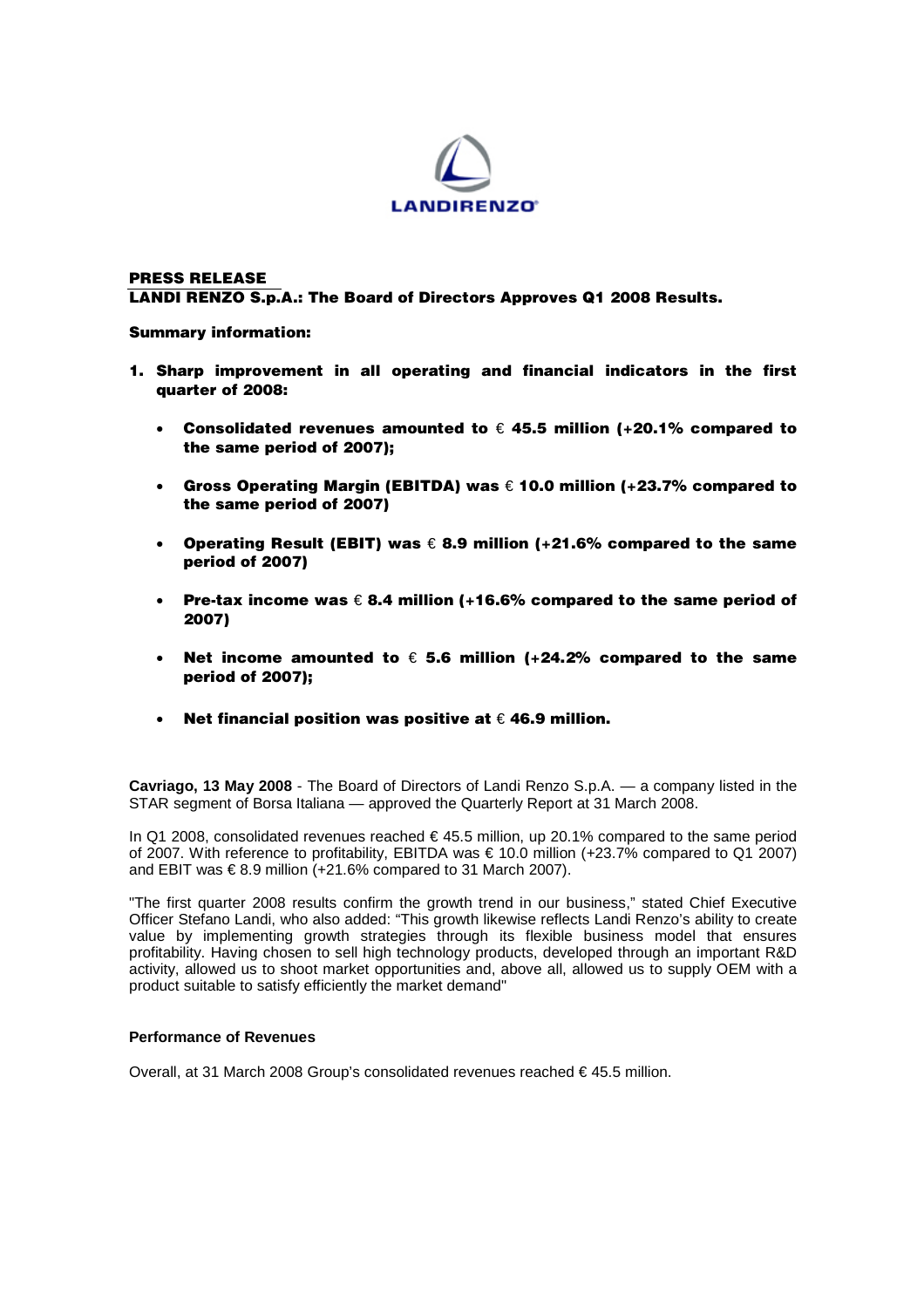LANDIRENZO

**PRESS RELEASE**

**LANDI RENZO S.p.A.: The Board of Directors Approves Q1 2008 Results.**

**Summary information:**

1. **Sharp improvement in all operating and financial indicators in the first quarter of 2008:**
   - **Consolidated revenues amounted to € 45.5 million (+20.1% compared to the same period of 2007);**
   - **Gross Operating Margin (EBITDA) was € 10.0 million (+23.7% compared to the same period of 2007)**
   - **Operating Result (EBIT) was € 8.9 million (+21.6% compared to the same period of 2007)**
   - **Pre-tax income was € 8.4 million (+16.6% compared to the same period of 2007)**
   - **Net income amounted to € 5.6 million (+24.2% compared to the same period of 2007);**
   - **Net financial position was positive at € 46.9 million.**

**Cavriago, 13 May 2008** - The Board of Directors of Landi Renzo S.p.A. — a company listed in the STAR segment of Borsa Italiana — approved the Quarterly Report at 31 March 2008.

In Q1 2008, consolidated revenues reached € 45.5 million, up 20.1% compared to the same period of 2007. With reference to profitability, EBITDA was € 10.0 million (+23.7% compared to Q1 2007) and EBIT was € 8.9 million (+21.6% compared to 31 March 2007).

"The first quarter 2008 results confirm the growth trend in our business," stated Chief Executive Officer Stefano Landi, who also added: "This growth likewise reflects Landi Renzo's ability to create value by implementing growth strategies through its flexible business model that ensures profitability. Having chosen to sell high technology products, developed through an important R&D activity, allowed us to shoot market opportunities and, above all, allowed us to supply OEM with a product suitable to satisfy efficiently the market demand"

**Performance of Revenues**

Overall, at 31 March 2008 Group's consolidated revenues reached € 45.5 million.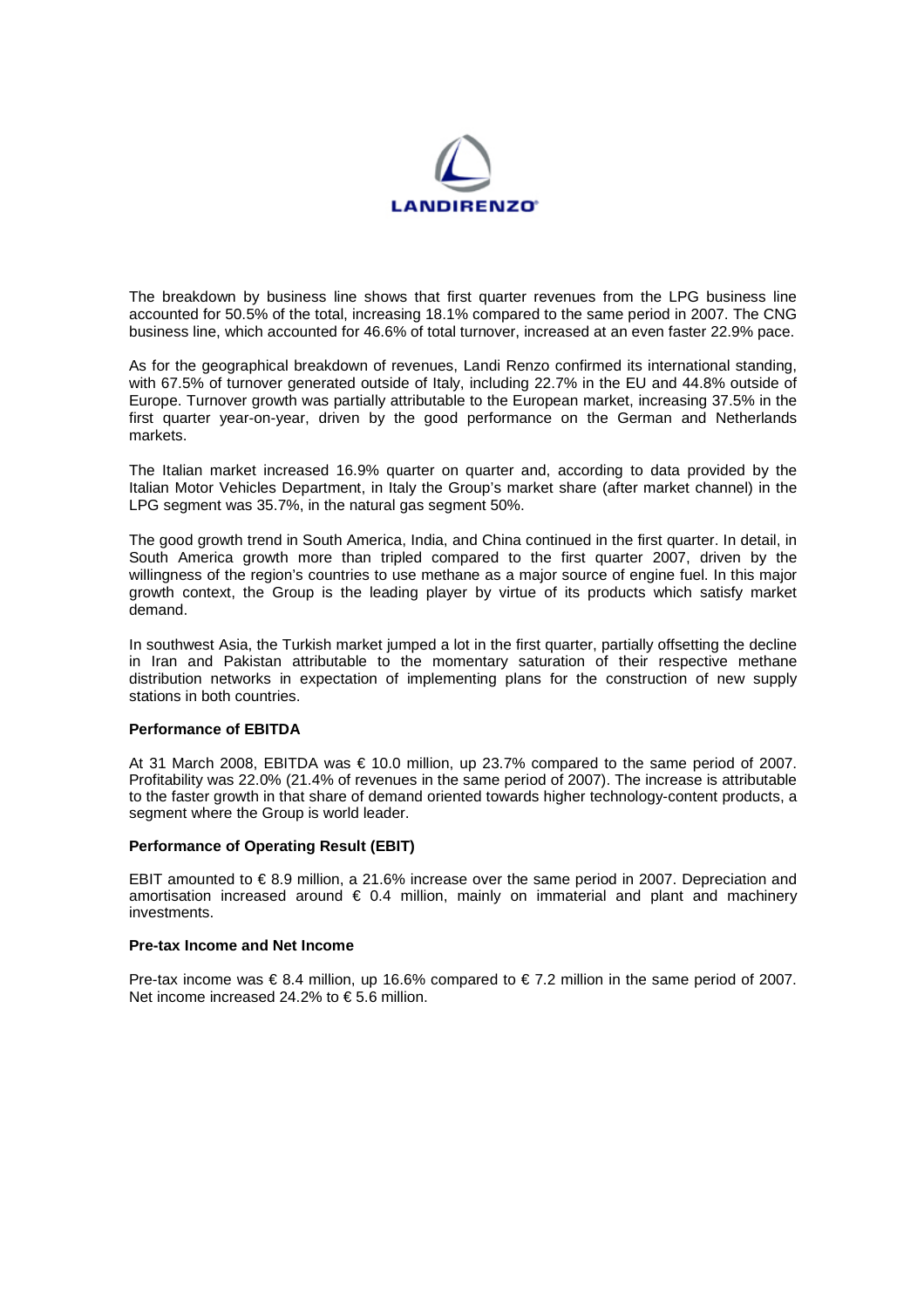The breakdown by business line shows that first quarter revenues from the LPG business line accounted for 50.5% of the total, increasing 18.1% compared to the same period in 2007. The CNG business line, which accounted for 46.6% of total turnover, increased at an even faster 22.9% pace.

As for the geographical breakdown of revenues, Landi Renzo confirmed its international standing, with 67.5% of turnover generated outside of Italy, including 22.7% in the EU and 44.8% outside of Europe. Turnover growth was partially attributable to the European market, increasing 37.5% in the first quarter year-on-year, driven by the good performance on the German and Netherlands markets.

The Italian market increased 16.9% quarter on quarter and, according to data provided by the Italian Motor Vehicles Department, in Italy the Group's market share (after market channel) in the LPG segment was 35.7%, in the natural gas segment 50%.

The good growth trend in South America, India, and China continued in the first quarter. In detail, in South America growth more than tripled compared to the first quarter 2007, driven by the willingness of the region's countries to use methane as a major source of engine fuel. In this major growth context, the Group is the leading player by virtue of its products which satisfy market demand.

In southwest Asia, the Turkish market jumped a lot in the first quarter, partially offsetting the decline in Iran and Pakistan attributable to the momentary saturation of their respective methane distribution networks in expectation of implementing plans for the construction of new supply stations in both countries.

**Performance of EBITDA**

At 31 March 2008, EBITDA was € 10.0 million, up 23.7% compared to the same period of 2007. Profitability was 22.0% (21.4% of revenues in the same period of 2007). The increase is attributable to the faster growth in that share of demand oriented towards higher technology-content products, a segment where the Group is world leader.

**Performance of Operating Result (EBIT)**

EBIT amounted to € 8.9 million, a 21.6% increase over the same period in 2007. Depreciation and amortisation increased around € 0.4 million, mainly on immaterial and plant and machinery investments.

**Pre-tax Income and Net Income**

Pre-tax income was € 8.4 million, up 16.6% compared to € 7.2 million in the same period of 2007. Net income increased 24.2% to € 5.6 million.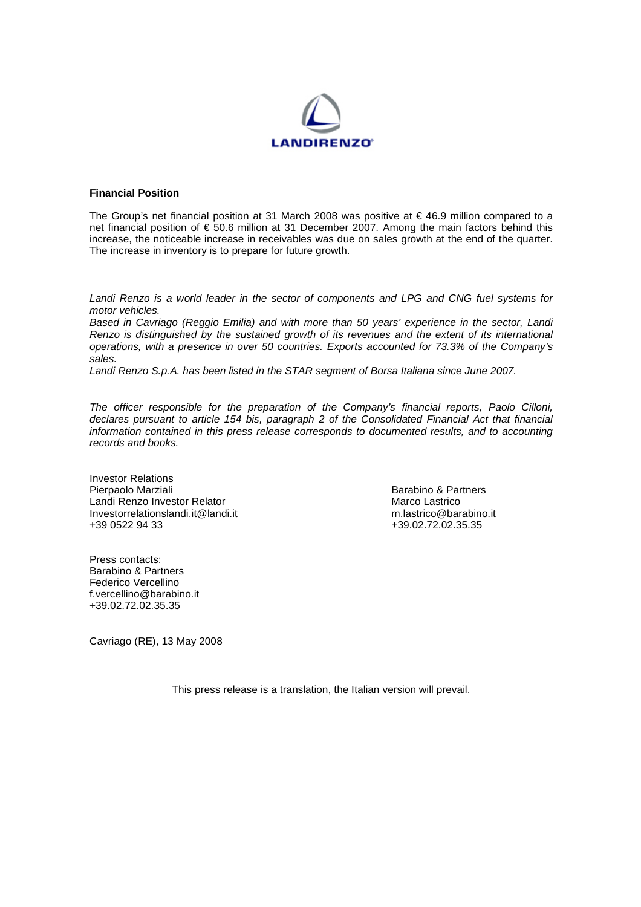**Financial Position**

The Group's net financial position at 31 March 2008 was positive at € 46.9 million compared to a net financial position of € 50.6 million at 31 December 2007. Among the main factors behind this increase, the noticeable increase in receivables was due on sales growth at the end of the quarter. The increase in inventory is to prepare for future growth.

*Landi Renzo is a world leader in the sector of components and LPG and CNG fuel systems for motor vehicles.*
*Based in Cavriago (Reggio Emilia) and with more than 50 years' experience in the sector, Landi Renzo is distinguished by the sustained growth of its revenues and the extent of its international operations, with a presence in over 50 countries. Exports accounted for 73.3% of the Company's sales.*
*Landi Renzo S.p.A. has been listed in the STAR segment of Borsa Italiana since June 2007.*

*The officer responsible for the preparation of the Company's financial reports, Paolo Cilloni, declares pursuant to article 154 bis, paragraph 2 of the Consolidated Financial Act that financial information contained in this press release corresponds to documented results, and to accounting records and books.*

Investor Relations
Pierpaolo Marziali
Landi Renzo Investor Relator
Investorrelationslandi.it@landi.it
+39 0522 94 33

Barabino & Partners
Marco Lastrico
m.lastrico@barabino.it
+39.02.72.02.35.35

Press contacts:
Barabino & Partners
Federico Vercellino
f.vercellino@barabino.it
+39.02.72.02.35.35

Cavriago (RE), 13 May 2008

This press release is a translation, the Italian version will prevail.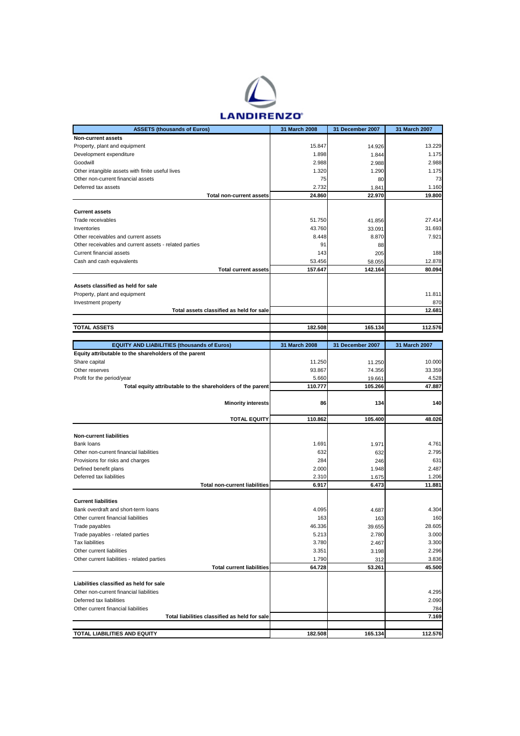LANDIRENZO

| ASSETS (thousands of Euros) | 31 March 2008 | 31 December 2007 | 31 March 2007 |
|---|---|---|---|
| **Non-current assets** | | | |
| Property, plant and equipment | 15.847 | 14.926 | 13.229 |
| Development expenditure | 1.898 | 1.844 | 1.175 |
| Goodwill | 2.988 | 2.988 | 2.988 |
| Other intangible assets with finite useful lives | 1.320 | 1.290 | 1.175 |
| Other non-current financial assets | 75 | 80 | 73 |
| Deferred tax assets | 2.732 | 1.841 | 1.160 |
| **Total non-current assets** | **24.860** | **22.970** | **19.800** |
| **Current assets** | | | |
| Trade receivables | 51.750 | 41.856 | 27.414 |
| Inventories | 43.760 | 33.091 | 31.693 |
| Other receivables and current assets | 8.448 | 8.870 | 7.921 |
| Other receivables and current assets - related parties | 91 | 88 | |
| Current financial assets | 143 | 205 | 188 |
| Cash and cash equivalents | 53.456 | 58.055 | 12.878 |
| **Total current assets** | **157.647** | **142.164** | **80.094** |
| **Assets classified as held for sale** | | | |
| Property, plant and equipment | | | 11.811 |
| Investment property | | | 870 |
| **Total assets classified as held for sale** | | | **12.681** |
| **TOTAL ASSETS** | **182.508** | **165.134** | **112.576** |

| EQUITY AND LIABILITIES (thousands of Euros) | 31 March 2008 | 31 December 2007 | 31 March 2007 |
|---|---|---|---|
| **Equity attributable to the shareholders of the parent** | | | |
| Share capital | 11.250 | 11.250 | 10.000 |
| Other reserves | 93.867 | 74.356 | 33.359 |
| Profit for the period/year | 5.660 | 19.661 | 4.528 |
| **Total equity attributable to the shareholders of the parent** | **110.777** | **105.266** | **47.887** |
| **Minority interests** | **86** | **134** | **140** |
| **TOTAL EQUITY** | **110.862** | **105.400** | **48.026** |
| **Non-current liabilities** | | | |
| Bank loans | 1.691 | 1.971 | 4.761 |
| Other non-current financial liabilities | 632 | 632 | 2.795 |
| Provisions for risks and charges | 284 | 246 | 631 |
| Defined benefit plans | 2.000 | 1.948 | 2.487 |
| Deferred tax liabilities | 2.310 | 1.675 | 1.206 |
| **Total non-current liabilities** | **6.917** | **6.473** | **11.881** |
| **Current liabilities** | | | |
| Bank overdraft and short-term loans | 4.095 | 4.687 | 4.304 |
| Other current financial liabilities | 163 | 163 | 160 |
| Trade payables | 46.336 | 39.655 | 28.605 |
| Trade payables - related parties | 5.213 | 2.780 | 3.000 |
| Tax liabilities | 3.780 | 2.467 | 3.300 |
| Other current liabilities | 3.351 | 3.198 | 2.296 |
| Other current liabilities - related parties | 1.790 | 312 | 3.836 |
| **Total current liabilities** | **64.728** | **53.261** | **45.500** |
| **Liabilities classified as held for sale** | | | |
| Other non-current financial liabilities | | | 4.295 |
| Deferred tax liabilities | | | 2.090 |
| Other current financial liabilities | | | 784 |
| **Total liabilities classified as held for sale** | | | **7.169** |
| **TOTAL LIABILITIES AND EQUITY** | **182.508** | **165.134** | **112.576** |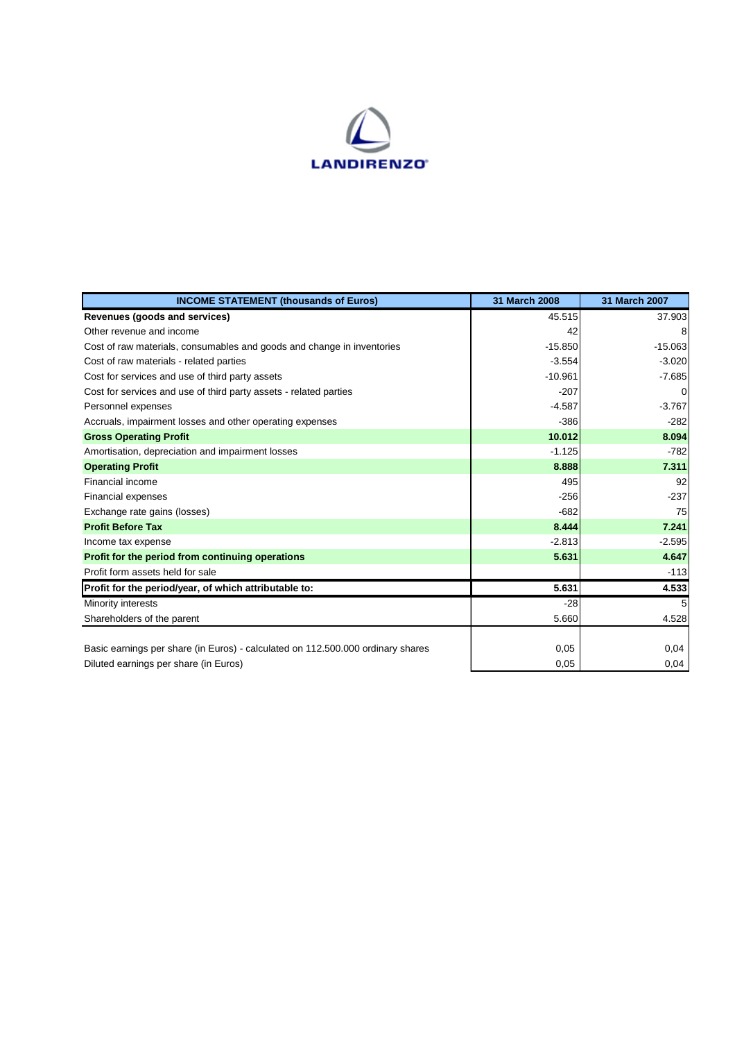LANDIRENZO

| INCOME STATEMENT (thousands of Euros) | 31 March 2008 | 31 March 2007 |
|---|---|---|
| **Revenues (goods and services)** | 45.515 | 37.903 |
| Other revenue and income | 42 | 8 |
| Cost of raw materials, consumables and goods and change in inventories | -15.850 | -15.063 |
| Cost of raw materials - related parties | -3.554 | -3.020 |
| Cost for services and use of third party assets | -10.961 | -7.685 |
| Cost for services and use of third party assets - related parties | -207 | 0 |
| Personnel expenses | -4.587 | -3.767 |
| Accruals, impairment losses and other operating expenses | -386 | -282 |
| **Gross Operating Profit** | **10.012** | **8.094** |
| Amortisation, depreciation and impairment losses | -1.125 | -782 |
| **Operating Profit** | **8.888** | **7.311** |
| Financial income | 495 | 92 |
| Financial expenses | -256 | -237 |
| Exchange rate gains (losses) | -682 | 75 |
| **Profit Before Tax** | **8.444** | **7.241** |
| Income tax expense | -2.813 | -2.595 |
| **Profit for the period from continuing operations** | **5.631** | **4.647** |
| Profit form assets held for sale | | -113 |
| **Profit for the period/year, of which attributable to:** | **5.631** | **4.533** |
| Minority interests | -28 | 5 |
| Shareholders of the parent | 5.660 | 4.528 |
| | | |
| Basic earnings per share (in Euros) - calculated on 112.500.000 ordinary shares | 0,05 | 0,04 |
| Diluted earnings per share (in Euros) | 0,05 | 0,04 |